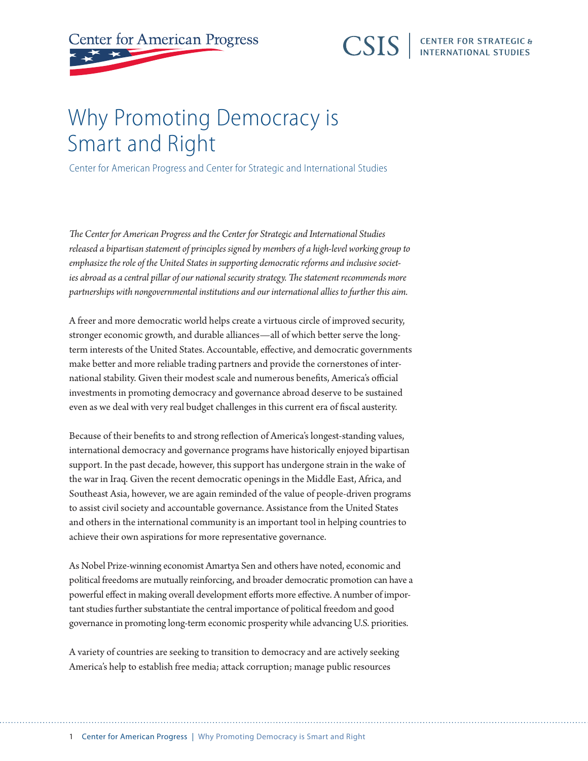Center for American Progress

CSIS | CENTER FOR STRATEGIC & INTERNATIONAL STUDIES

# Why Promoting Democracy is Smart and Right

Center for American Progress and Center for Strategic and International Studies

*The Center for American Progress and the Center for Strategic and International Studies released a bipartisan statement of principles signed by members of a high-level working group to emphasize the role of the United States in supporting democratic reforms and inclusive societies abroad as a central pillar of our national security strategy. The statement recommends more partnerships with nongovernmental institutions and our international allies to further this aim.*

A freer and more democratic world helps create a virtuous circle of improved security, stronger economic growth, and durable alliances—all of which better serve the long-term interests of the United States. Accountable, effective, and democratic governments make better and more reliable trading partners and provide the cornerstones of international stability. Given their modest scale and numerous benefits, America's official investments in promoting democracy and governance abroad deserve to be sustained even as we deal with very real budget challenges in this current era of fiscal austerity.

Because of their benefits to and strong reflection of America's longest-standing values, international democracy and governance programs have historically enjoyed bipartisan support. In the past decade, however, this support has undergone strain in the wake of the war in Iraq. Given the recent democratic openings in the Middle East, Africa, and Southeast Asia, however, we are again reminded of the value of people-driven programs to assist civil society and accountable governance. Assistance from the United States and others in the international community is an important tool in helping countries to achieve their own aspirations for more representative governance.

As Nobel Prize-winning economist Amartya Sen and others have noted, economic and political freedoms are mutually reinforcing, and broader democratic promotion can have a powerful effect in making overall development efforts more effective. A number of important studies further substantiate the central importance of political freedom and good governance in promoting long-term economic prosperity while advancing U.S. priorities.

A variety of countries are seeking to transition to democracy and are actively seeking America's help to establish free media; attack corruption; manage public resources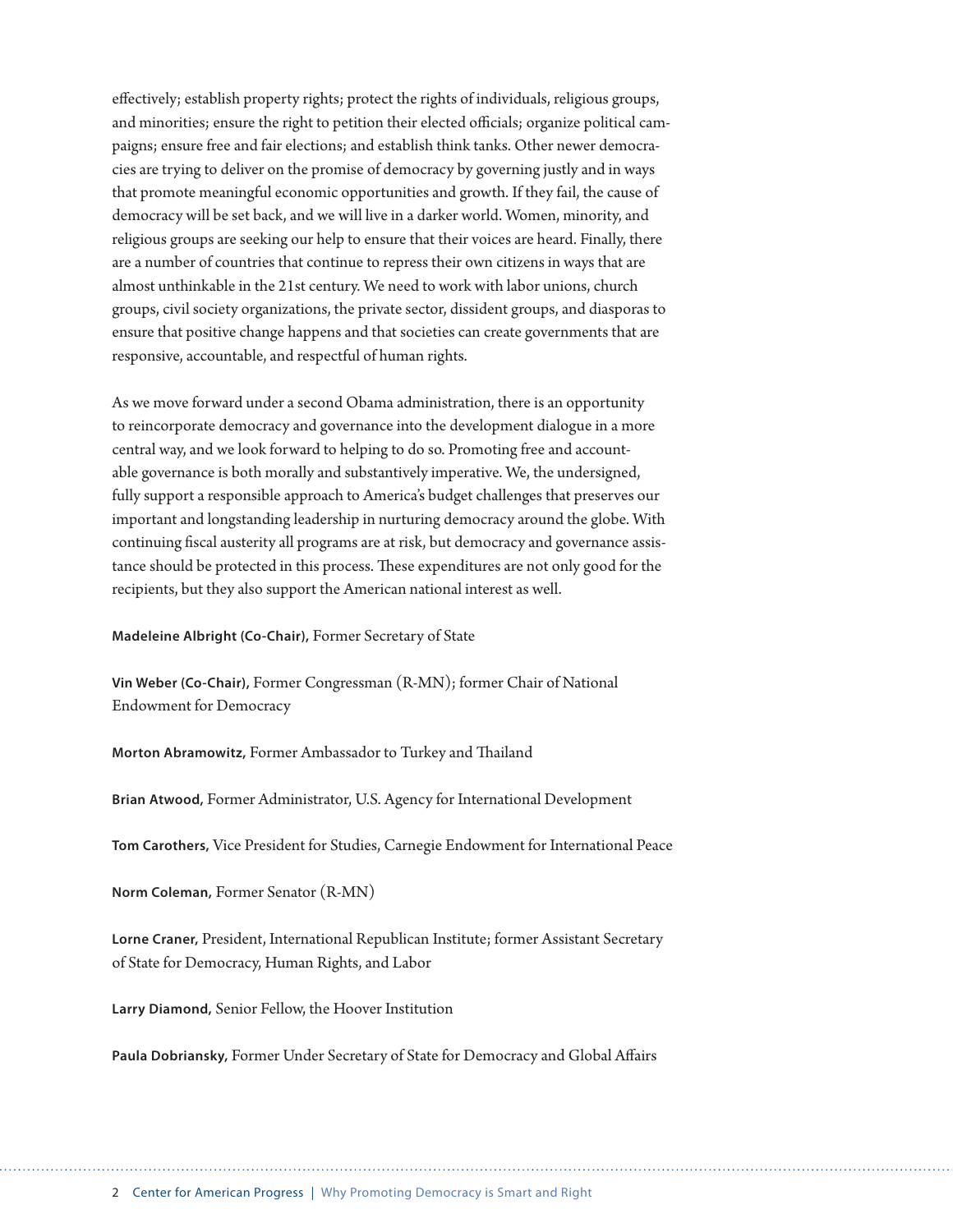effectively; establish property rights; protect the rights of individuals, religious groups, and minorities; ensure the right to petition their elected officials; organize political campaigns; ensure free and fair elections; and establish think tanks. Other newer democracies are trying to deliver on the promise of democracy by governing justly and in ways that promote meaningful economic opportunities and growth. If they fail, the cause of democracy will be set back, and we will live in a darker world. Women, minority, and religious groups are seeking our help to ensure that their voices are heard. Finally, there are a number of countries that continue to repress their own citizens in ways that are almost unthinkable in the 21st century. We need to work with labor unions, church groups, civil society organizations, the private sector, dissident groups, and diasporas to ensure that positive change happens and that societies can create governments that are responsive, accountable, and respectful of human rights.

As we move forward under a second Obama administration, there is an opportunity to reincorporate democracy and governance into the development dialogue in a more central way, and we look forward to helping to do so. Promoting free and accountable governance is both morally and substantively imperative. We, the undersigned, fully support a responsible approach to America's budget challenges that preserves our important and longstanding leadership in nurturing democracy around the globe. With continuing fiscal austerity all programs are at risk, but democracy and governance assistance should be protected in this process. These expenditures are not only good for the recipients, but they also support the American national interest as well.

**Madeleine Albright (Co-Chair),** Former Secretary of State

**Vin Weber (Co-Chair),** Former Congressman (R-MN); former Chair of National Endowment for Democracy

**Morton Abramowitz,** Former Ambassador to Turkey and Thailand

**Brian Atwood,** Former Administrator, U.S. Agency for International Development

**Tom Carothers,** Vice President for Studies, Carnegie Endowment for International Peace

**Norm Coleman,** Former Senator (R-MN)

**Lorne Craner,** President, International Republican Institute; former Assistant Secretary of State for Democracy, Human Rights, and Labor

**Larry Diamond,** Senior Fellow, the Hoover Institution

**Paula Dobriansky,** Former Under Secretary of State for Democracy and Global Affairs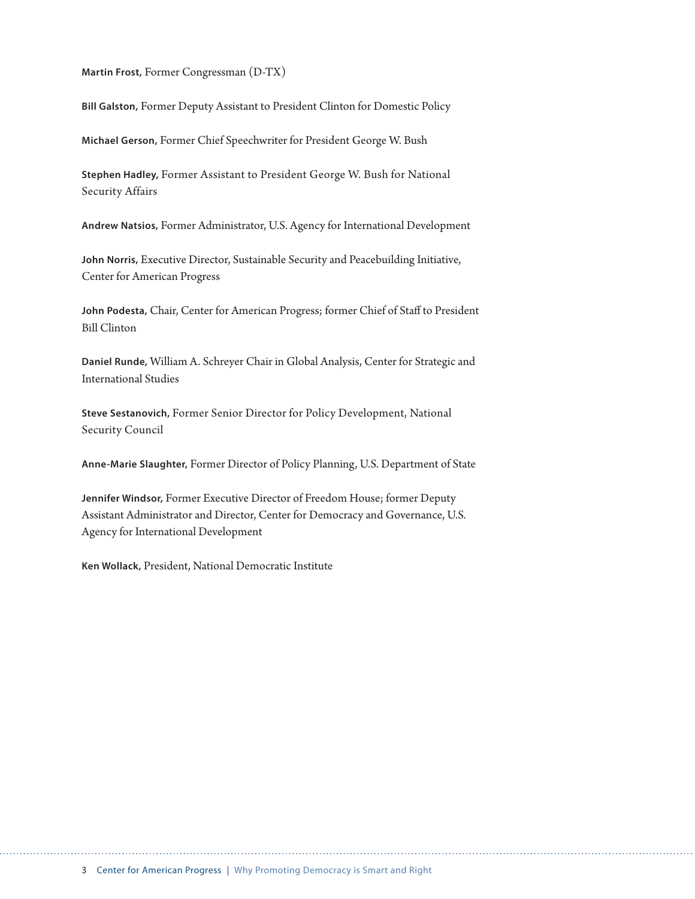**Martin Frost,** Former Congressman (D-TX)

**Bill Galston,** Former Deputy Assistant to President Clinton for Domestic Policy

**Michael Gerson,** Former Chief Speechwriter for President George W. Bush

**Stephen Hadley,** Former Assistant to President George W. Bush for National Security Affairs

**Andrew Natsios,** Former Administrator, U.S. Agency for International Development

**John Norris,** Executive Director, Sustainable Security and Peacebuilding Initiative, Center for American Progress

**John Podesta,** Chair, Center for American Progress; former Chief of Staff to President Bill Clinton

**Daniel Runde,** William A. Schreyer Chair in Global Analysis, Center for Strategic and International Studies

**Steve Sestanovich,** Former Senior Director for Policy Development, National Security Council

**Anne-Marie Slaughter,** Former Director of Policy Planning, U.S. Department of State

**Jennifer Windsor,** Former Executive Director of Freedom House; former Deputy Assistant Administrator and Director, Center for Democracy and Governance, U.S. Agency for International Development

**Ken Wollack,** President, National Democratic Institute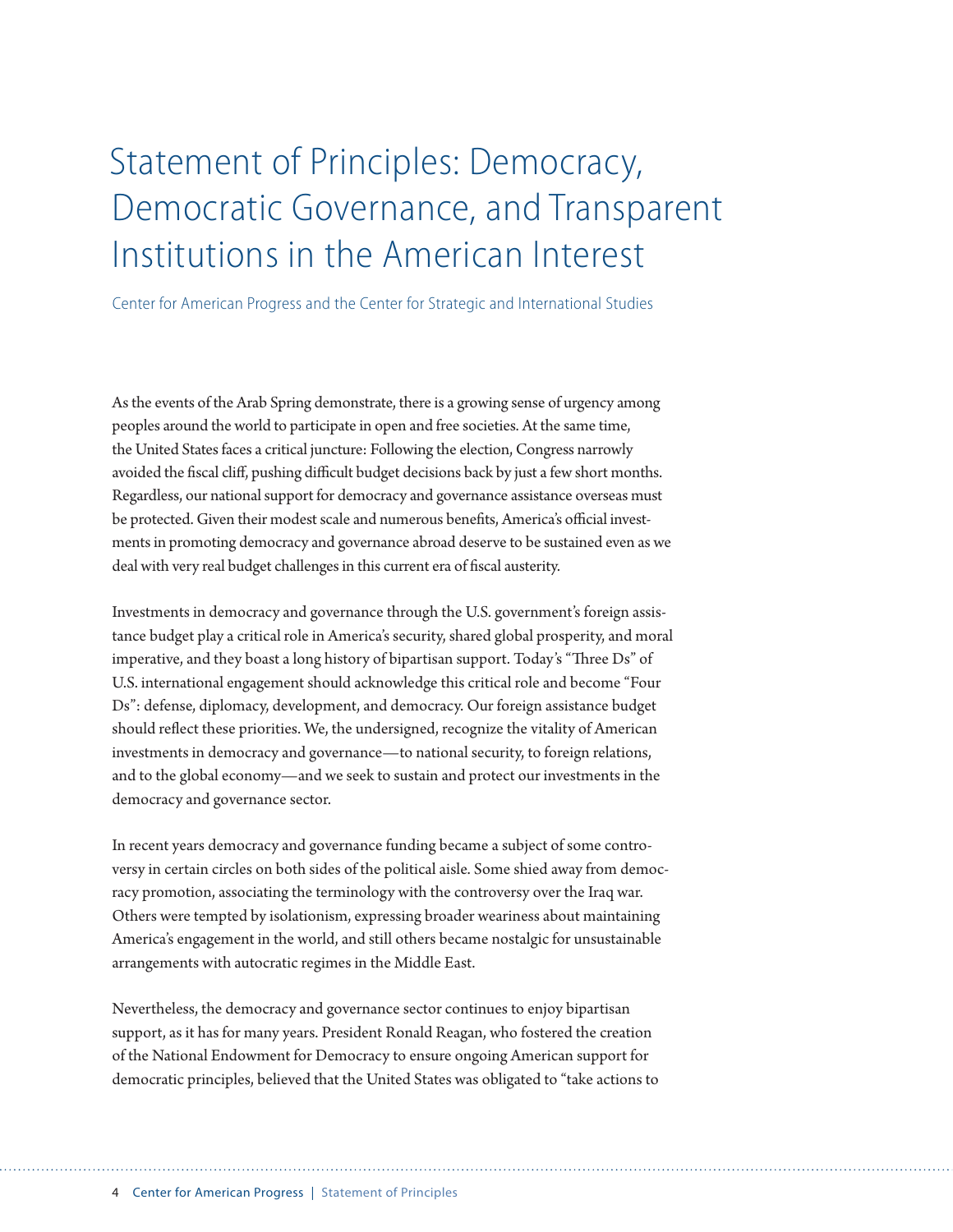# Statement of Principles: Democracy, Democratic Governance, and Transparent Institutions in the American Interest

Center for American Progress and the Center for Strategic and International Studies

As the events of the Arab Spring demonstrate, there is a growing sense of urgency among peoples around the world to participate in open and free societies. At the same time, the United States faces a critical juncture: Following the election, Congress narrowly avoided the fiscal cliff, pushing difficult budget decisions back by just a few short months. Regardless, our national support for democracy and governance assistance overseas must be protected. Given their modest scale and numerous benefits, America's official investments in promoting democracy and governance abroad deserve to be sustained even as we deal with very real budget challenges in this current era of fiscal austerity.

Investments in democracy and governance through the U.S. government's foreign assistance budget play a critical role in America's security, shared global prosperity, and moral imperative, and they boast a long history of bipartisan support. Today's "Three Ds" of U.S. international engagement should acknowledge this critical role and become "Four Ds": defense, diplomacy, development, and democracy. Our foreign assistance budget should reflect these priorities. We, the undersigned, recognize the vitality of American investments in democracy and governance—to national security, to foreign relations, and to the global economy—and we seek to sustain and protect our investments in the democracy and governance sector.

In recent years democracy and governance funding became a subject of some controversy in certain circles on both sides of the political aisle. Some shied away from democracy promotion, associating the terminology with the controversy over the Iraq war. Others were tempted by isolationism, expressing broader weariness about maintaining America's engagement in the world, and still others became nostalgic for unsustainable arrangements with autocratic regimes in the Middle East.

Nevertheless, the democracy and governance sector continues to enjoy bipartisan support, as it has for many years. President Ronald Reagan, who fostered the creation of the National Endowment for Democracy to ensure ongoing American support for democratic principles, believed that the United States was obligated to "take actions to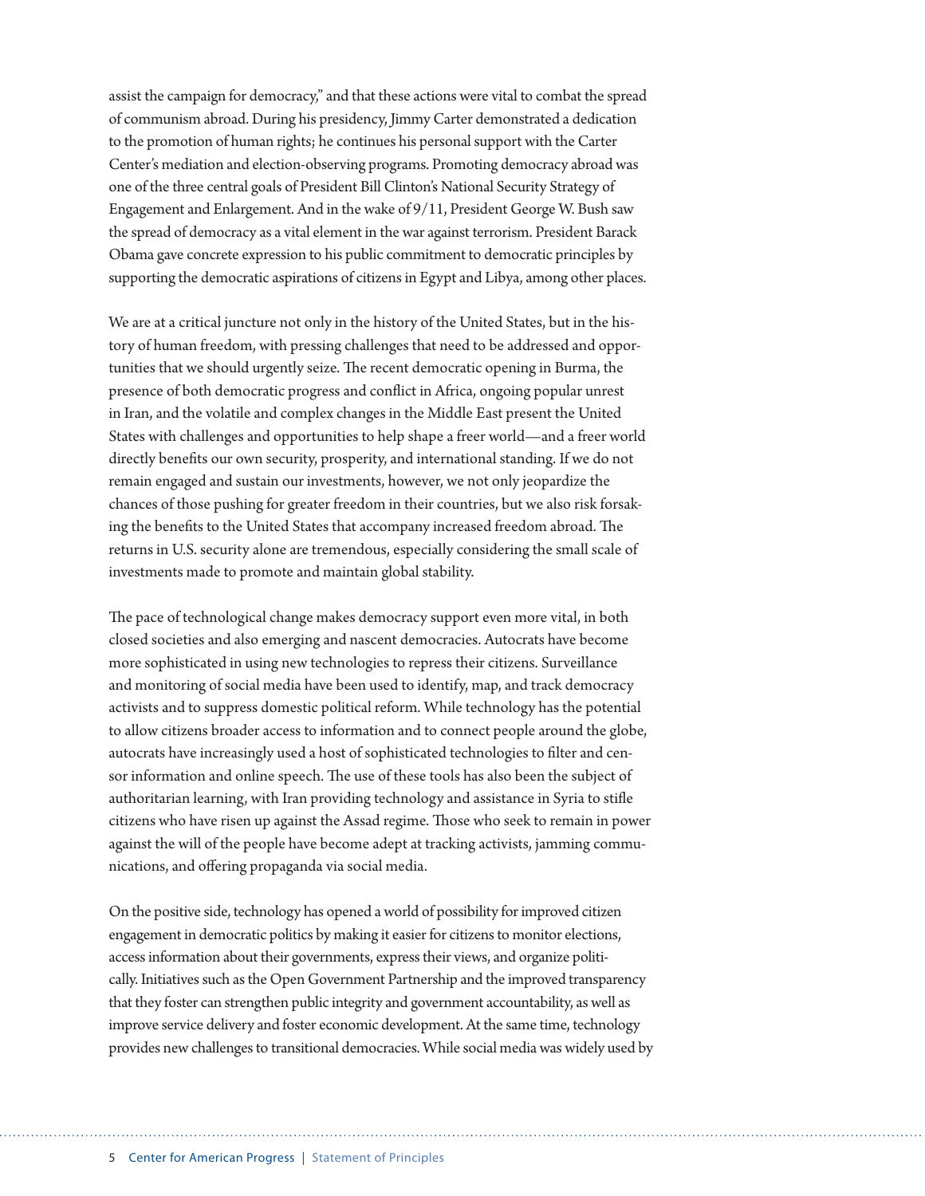assist the campaign for democracy," and that these actions were vital to combat the spread of communism abroad. During his presidency, Jimmy Carter demonstrated a dedication to the promotion of human rights; he continues his personal support with the Carter Center's mediation and election-observing programs. Promoting democracy abroad was one of the three central goals of President Bill Clinton's National Security Strategy of Engagement and Enlargement. And in the wake of 9/11, President George W. Bush saw the spread of democracy as a vital element in the war against terrorism. President Barack Obama gave concrete expression to his public commitment to democratic principles by supporting the democratic aspirations of citizens in Egypt and Libya, among other places.

We are at a critical juncture not only in the history of the United States, but in the history of human freedom, with pressing challenges that need to be addressed and opportunities that we should urgently seize. The recent democratic opening in Burma, the presence of both democratic progress and conflict in Africa, ongoing popular unrest in Iran, and the volatile and complex changes in the Middle East present the United States with challenges and opportunities to help shape a freer world—and a freer world directly benefits our own security, prosperity, and international standing. If we do not remain engaged and sustain our investments, however, we not only jeopardize the chances of those pushing for greater freedom in their countries, but we also risk forsaking the benefits to the United States that accompany increased freedom abroad. The returns in U.S. security alone are tremendous, especially considering the small scale of investments made to promote and maintain global stability.

The pace of technological change makes democracy support even more vital, in both closed societies and also emerging and nascent democracies. Autocrats have become more sophisticated in using new technologies to repress their citizens. Surveillance and monitoring of social media have been used to identify, map, and track democracy activists and to suppress domestic political reform. While technology has the potential to allow citizens broader access to information and to connect people around the globe, autocrats have increasingly used a host of sophisticated technologies to filter and censor information and online speech. The use of these tools has also been the subject of authoritarian learning, with Iran providing technology and assistance in Syria to stifle citizens who have risen up against the Assad regime. Those who seek to remain in power against the will of the people have become adept at tracking activists, jamming communications, and offering propaganda via social media.

On the positive side, technology has opened a world of possibility for improved citizen engagement in democratic politics by making it easier for citizens to monitor elections, access information about their governments, express their views, and organize politically. Initiatives such as the Open Government Partnership and the improved transparency that they foster can strengthen public integrity and government accountability, as well as improve service delivery and foster economic development. At the same time, technology provides new challenges to transitional democracies. While social media was widely used by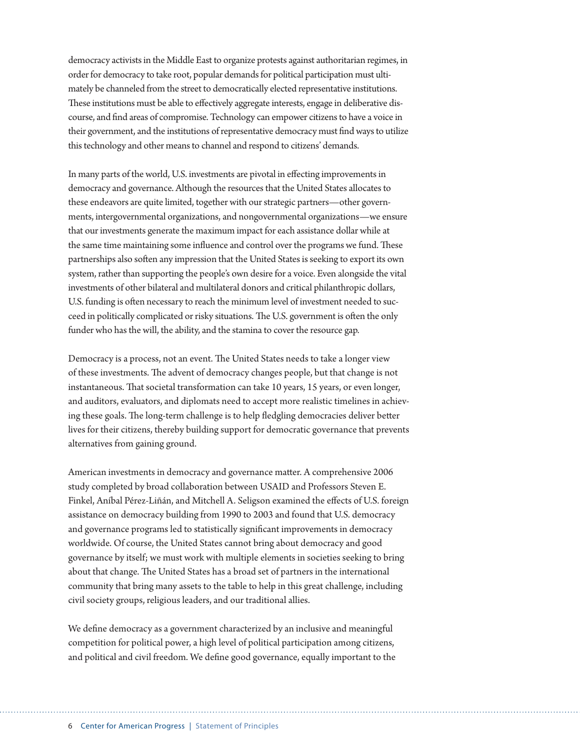democracy activists in the Middle East to organize protests against authoritarian regimes, in order for democracy to take root, popular demands for political participation must ultimately be channeled from the street to democratically elected representative institutions. These institutions must be able to effectively aggregate interests, engage in deliberative discourse, and find areas of compromise. Technology can empower citizens to have a voice in their government, and the institutions of representative democracy must find ways to utilize this technology and other means to channel and respond to citizens' demands.

In many parts of the world, U.S. investments are pivotal in effecting improvements in democracy and governance. Although the resources that the United States allocates to these endeavors are quite limited, together with our strategic partners—other governments, intergovernmental organizations, and nongovernmental organizations—we ensure that our investments generate the maximum impact for each assistance dollar while at the same time maintaining some influence and control over the programs we fund. These partnerships also soften any impression that the United States is seeking to export its own system, rather than supporting the people's own desire for a voice. Even alongside the vital investments of other bilateral and multilateral donors and critical philanthropic dollars, U.S. funding is often necessary to reach the minimum level of investment needed to succeed in politically complicated or risky situations. The U.S. government is often the only funder who has the will, the ability, and the stamina to cover the resource gap.

Democracy is a process, not an event. The United States needs to take a longer view of these investments. The advent of democracy changes people, but that change is not instantaneous. That societal transformation can take 10 years, 15 years, or even longer, and auditors, evaluators, and diplomats need to accept more realistic timelines in achieving these goals. The long-term challenge is to help fledgling democracies deliver better lives for their citizens, thereby building support for democratic governance that prevents alternatives from gaining ground.

American investments in democracy and governance matter. A comprehensive 2006 study completed by broad collaboration between USAID and Professors Steven E. Finkel, Aníbal Pérez-Liñán, and Mitchell A. Seligson examined the effects of U.S. foreign assistance on democracy building from 1990 to 2003 and found that U.S. democracy and governance programs led to statistically significant improvements in democracy worldwide. Of course, the United States cannot bring about democracy and good governance by itself; we must work with multiple elements in societies seeking to bring about that change. The United States has a broad set of partners in the international community that bring many assets to the table to help in this great challenge, including civil society groups, religious leaders, and our traditional allies.

We define democracy as a government characterized by an inclusive and meaningful competition for political power, a high level of political participation among citizens, and political and civil freedom. We define good governance, equally important to the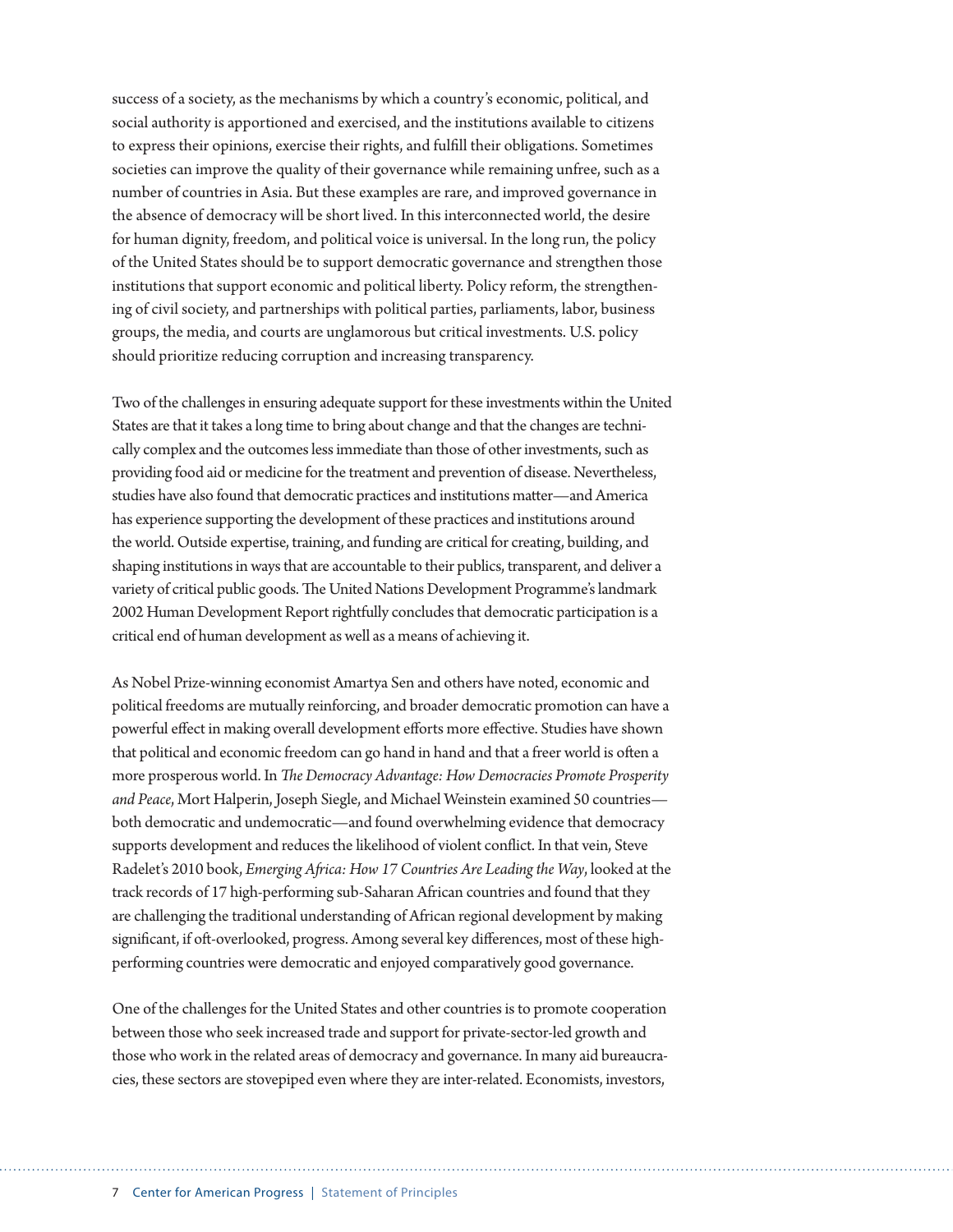success of a society, as the mechanisms by which a country's economic, political, and social authority is apportioned and exercised, and the institutions available to citizens to express their opinions, exercise their rights, and fulfill their obligations. Sometimes societies can improve the quality of their governance while remaining unfree, such as a number of countries in Asia. But these examples are rare, and improved governance in the absence of democracy will be short lived. In this interconnected world, the desire for human dignity, freedom, and political voice is universal. In the long run, the policy of the United States should be to support democratic governance and strengthen those institutions that support economic and political liberty. Policy reform, the strengthening of civil society, and partnerships with political parties, parliaments, labor, business groups, the media, and courts are unglamorous but critical investments. U.S. policy should prioritize reducing corruption and increasing transparency.

Two of the challenges in ensuring adequate support for these investments within the United States are that it takes a long time to bring about change and that the changes are technically complex and the outcomes less immediate than those of other investments, such as providing food aid or medicine for the treatment and prevention of disease. Nevertheless, studies have also found that democratic practices and institutions matter—and America has experience supporting the development of these practices and institutions around the world. Outside expertise, training, and funding are critical for creating, building, and shaping institutions in ways that are accountable to their publics, transparent, and deliver a variety of critical public goods. The United Nations Development Programme's landmark 2002 Human Development Report rightfully concludes that democratic participation is a critical end of human development as well as a means of achieving it.

As Nobel Prize-winning economist Amartya Sen and others have noted, economic and political freedoms are mutually reinforcing, and broader democratic promotion can have a powerful effect in making overall development efforts more effective. Studies have shown that political and economic freedom can go hand in hand and that a freer world is often a more prosperous world. In *The Democracy Advantage: How Democracies Promote Prosperity and Peace*, Mort Halperin, Joseph Siegle, and Michael Weinstein examined 50 countries—both democratic and undemocratic—and found overwhelming evidence that democracy supports development and reduces the likelihood of violent conflict. In that vein, Steve Radelet's 2010 book, *Emerging Africa: How 17 Countries Are Leading the Way*, looked at the track records of 17 high-performing sub-Saharan African countries and found that they are challenging the traditional understanding of African regional development by making significant, if oft-overlooked, progress. Among several key differences, most of these high-performing countries were democratic and enjoyed comparatively good governance.

One of the challenges for the United States and other countries is to promote cooperation between those who seek increased trade and support for private-sector-led growth and those who work in the related areas of democracy and governance. In many aid bureaucracies, these sectors are stovepiped even where they are inter-related. Economists, investors,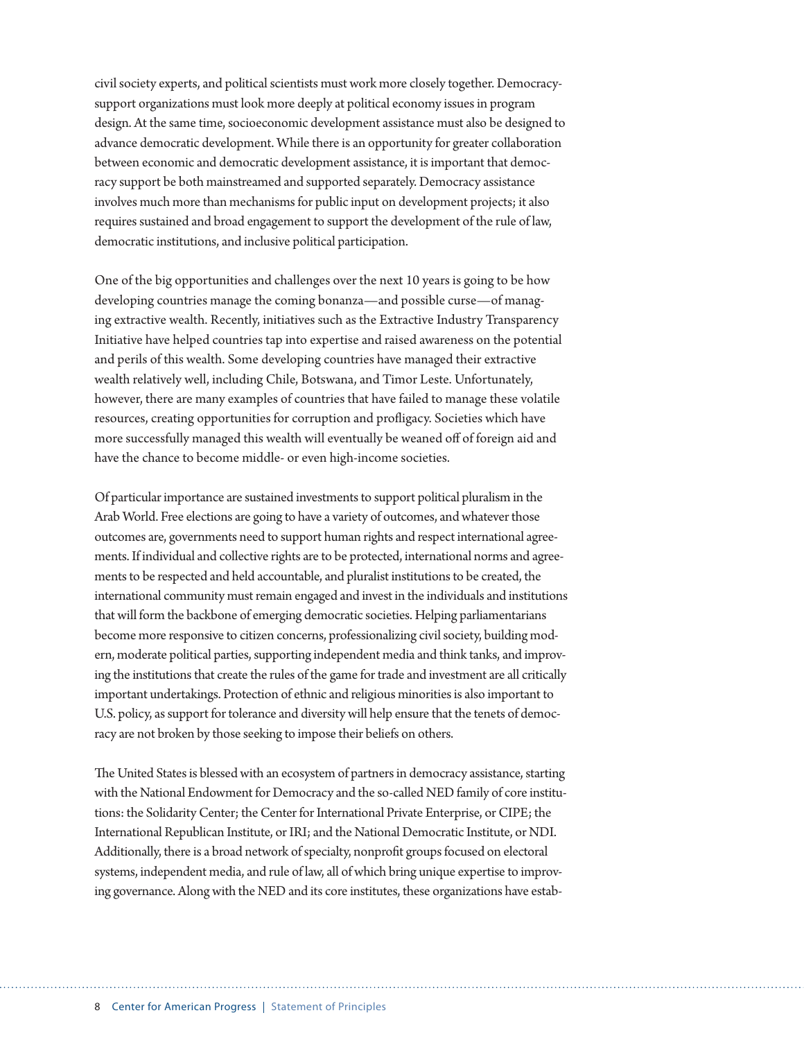civil society experts, and political scientists must work more closely together. Democracy-support organizations must look more deeply at political economy issues in program design. At the same time, socioeconomic development assistance must also be designed to advance democratic development. While there is an opportunity for greater collaboration between economic and democratic development assistance, it is important that democracy support be both mainstreamed and supported separately. Democracy assistance involves much more than mechanisms for public input on development projects; it also requires sustained and broad engagement to support the development of the rule of law, democratic institutions, and inclusive political participation.

One of the big opportunities and challenges over the next 10 years is going to be how developing countries manage the coming bonanza—and possible curse—of managing extractive wealth. Recently, initiatives such as the Extractive Industry Transparency Initiative have helped countries tap into expertise and raised awareness on the potential and perils of this wealth. Some developing countries have managed their extractive wealth relatively well, including Chile, Botswana, and Timor Leste. Unfortunately, however, there are many examples of countries that have failed to manage these volatile resources, creating opportunities for corruption and profligacy. Societies which have more successfully managed this wealth will eventually be weaned off of foreign aid and have the chance to become middle- or even high-income societies.

Of particular importance are sustained investments to support political pluralism in the Arab World. Free elections are going to have a variety of outcomes, and whatever those outcomes are, governments need to support human rights and respect international agreements. If individual and collective rights are to be protected, international norms and agreements to be respected and held accountable, and pluralist institutions to be created, the international community must remain engaged and invest in the individuals and institutions that will form the backbone of emerging democratic societies. Helping parliamentarians become more responsive to citizen concerns, professionalizing civil society, building modern, moderate political parties, supporting independent media and think tanks, and improving the institutions that create the rules of the game for trade and investment are all critically important undertakings. Protection of ethnic and religious minorities is also important to U.S. policy, as support for tolerance and diversity will help ensure that the tenets of democracy are not broken by those seeking to impose their beliefs on others.

The United States is blessed with an ecosystem of partners in democracy assistance, starting with the National Endowment for Democracy and the so-called NED family of core institutions: the Solidarity Center; the Center for International Private Enterprise, or CIPE; the International Republican Institute, or IRI; and the National Democratic Institute, or NDI. Additionally, there is a broad network of specialty, nonprofit groups focused on electoral systems, independent media, and rule of law, all of which bring unique expertise to improving governance. Along with the NED and its core institutes, these organizations have estab-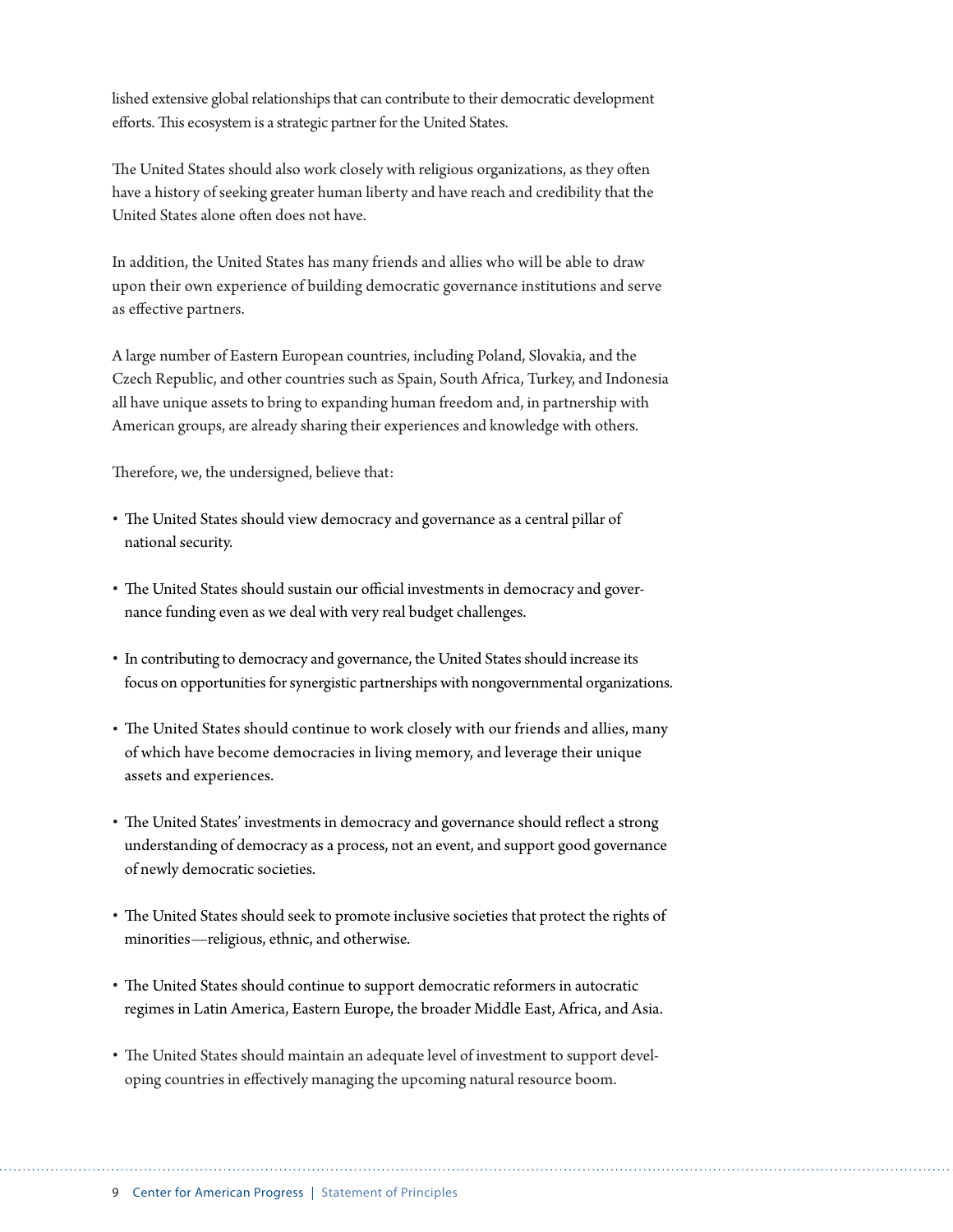lished extensive global relationships that can contribute to their democratic development efforts. This ecosystem is a strategic partner for the United States.

The United States should also work closely with religious organizations, as they often have a history of seeking greater human liberty and have reach and credibility that the United States alone often does not have.

In addition, the United States has many friends and allies who will be able to draw upon their own experience of building democratic governance institutions and serve as effective partners.

A large number of Eastern European countries, including Poland, Slovakia, and the Czech Republic, and other countries such as Spain, South Africa, Turkey, and Indonesia all have unique assets to bring to expanding human freedom and, in partnership with American groups, are already sharing their experiences and knowledge with others.

Therefore, we, the undersigned, believe that:

- The United States should view democracy and governance as a central pillar of national security.
- The United States should sustain our official investments in democracy and governance funding even as we deal with very real budget challenges.
- In contributing to democracy and governance, the United States should increase its focus on opportunities for synergistic partnerships with nongovernmental organizations.
- The United States should continue to work closely with our friends and allies, many of which have become democracies in living memory, and leverage their unique assets and experiences.
- The United States' investments in democracy and governance should reflect a strong understanding of democracy as a process, not an event, and support good governance of newly democratic societies.
- The United States should seek to promote inclusive societies that protect the rights of minorities—religious, ethnic, and otherwise.
- The United States should continue to support democratic reformers in autocratic regimes in Latin America, Eastern Europe, the broader Middle East, Africa, and Asia.
- The United States should maintain an adequate level of investment to support developing countries in effectively managing the upcoming natural resource boom.